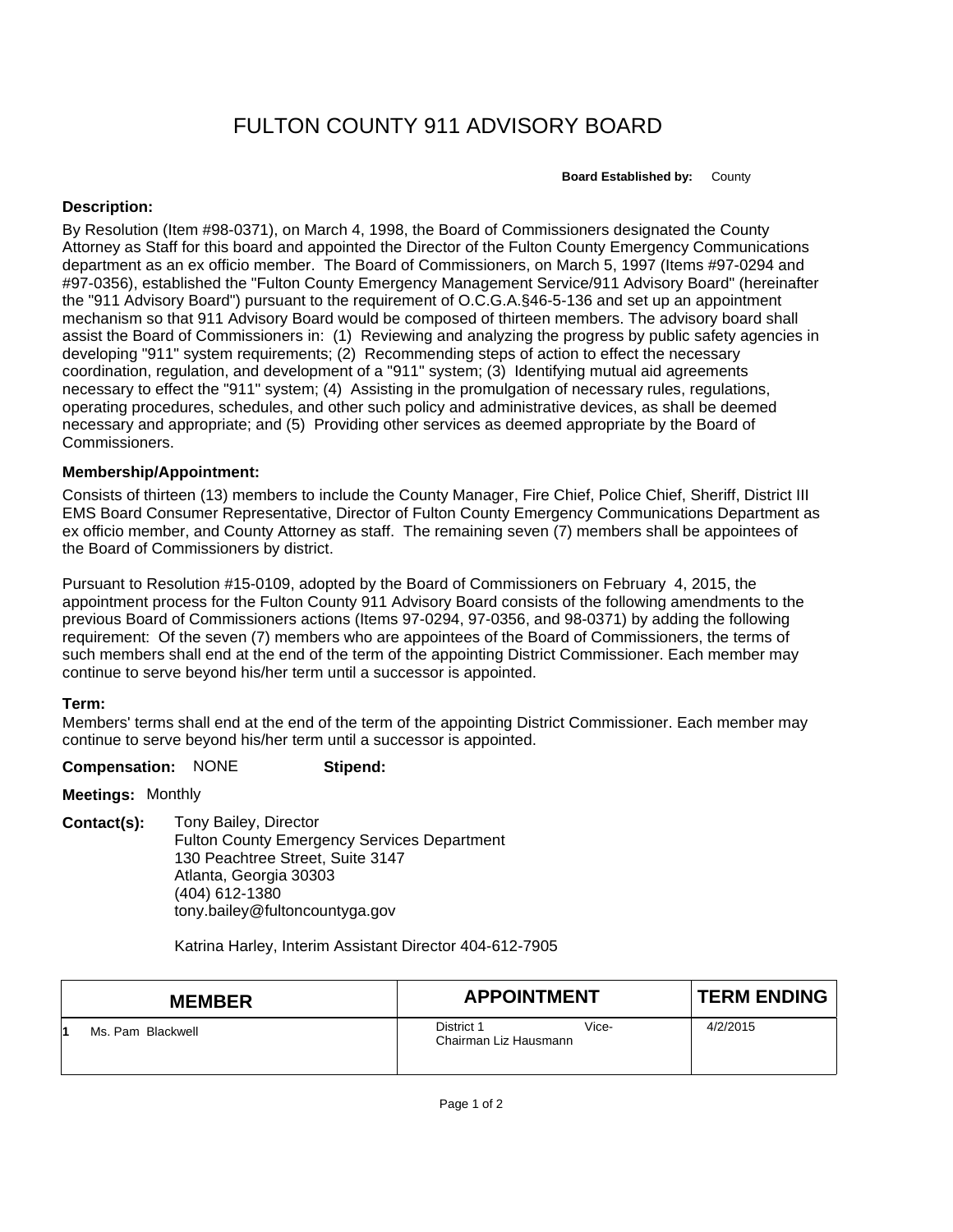# FULTON COUNTY 911 ADVISORY BOARD

**Board Established by:** County

**Description:**

By Resolution (Item #98-0371), on March 4, 1998, the Board of Commissioners designated the County Attorney as Staff for this board and appointed the Director of the Fulton County Emergency Communications department as an ex officio member. The Board of Commissioners, on March 5, 1997 (Items #97-0294 and #97-0356), established the "Fulton County Emergency Management Service/911 Advisory Board" (hereinafter the "911 Advisory Board") pursuant to the requirement of O.C.G.A.§46-5-136 and set up an appointment mechanism so that 911 Advisory Board would be composed of thirteen members. The advisory board shall assist the Board of Commissioners in: (1) Reviewing and analyzing the progress by public safety agencies in developing "911" system requirements; (2) Recommending steps of action to effect the necessary coordination, regulation, and development of a "911" system; (3) Identifying mutual aid agreements necessary to effect the "911" system; (4) Assisting in the promulgation of necessary rules, regulations, operating procedures, schedules, and other such policy and administrative devices, as shall be deemed necessary and appropriate; and (5) Providing other services as deemed appropriate by the Board of Commissioners.

**Membership/Appointment:**

Consists of thirteen (13) members to include the County Manager, Fire Chief, Police Chief, Sheriff, District III EMS Board Consumer Representative, Director of Fulton County Emergency Communications Department as ex officio member, and County Attorney as staff. The remaining seven (7) members shall be appointees of the Board of Commissioners by district.

Pursuant to Resolution #15-0109, adopted by the Board of Commissioners on February 4, 2015, the appointment process for the Fulton County 911 Advisory Board consists of the following amendments to the previous Board of Commissioners actions (Items 97-0294, 97-0356, and 98-0371) by adding the following requirement: Of the seven (7) members who are appointees of the Board of Commissioners, the terms of such members shall end at the end of the term of the appointing District Commissioner. Each member may continue to serve beyond his/her term until a successor is appointed.

**Term:**

Members' terms shall end at the end of the term of the appointing District Commissioner. Each member may continue to serve beyond his/her term until a successor is appointed.

**Compensation:** NONE **Stipend:**

**Meetings:** Monthly

**Contact(s):** Tony Bailey, Director
Fulton County Emergency Services Department
130 Peachtree Street, Suite 3147
Atlanta, Georgia 30303
(404) 612-1380
tony.bailey@fultoncountyga.gov

Katrina Harley, Interim Assistant Director 404-612-7905

| | MEMBER | APPOINTMENT | TERM ENDING |
|---|---|---|---|
| 1 | Ms. Pam Blackwell | District 1 Vice-Chairman Liz Hausmann | 4/2/2015 |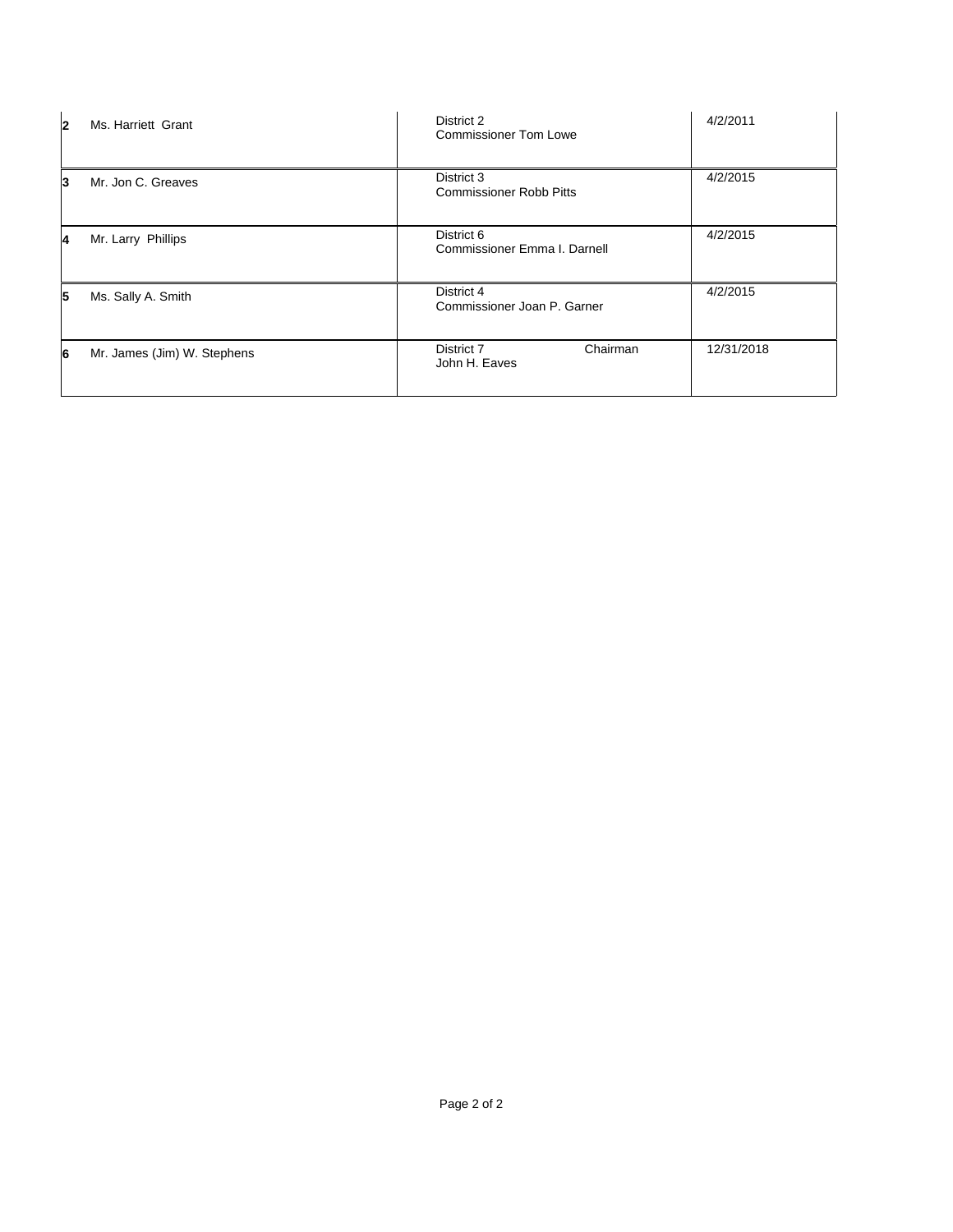| | | | |
|---|---|---|---|
| **2** | Ms. Harriett Grant | District 2<br>Commissioner Tom Lowe | 4/2/2011 |
| **3** | Mr. Jon C. Greaves | District 3<br>Commissioner Robb Pitts | 4/2/2015 |
| **4** | Mr. Larry Phillips | District 6<br>Commissioner Emma I. Darnell | 4/2/2015 |
| **5** | Ms. Sally A. Smith | District 4<br>Commissioner Joan P. Garner | 4/2/2015 |
| **6** | Mr. James (Jim) W. Stephens | District 7 Chairman<br>John H. Eaves | 12/31/2018 |